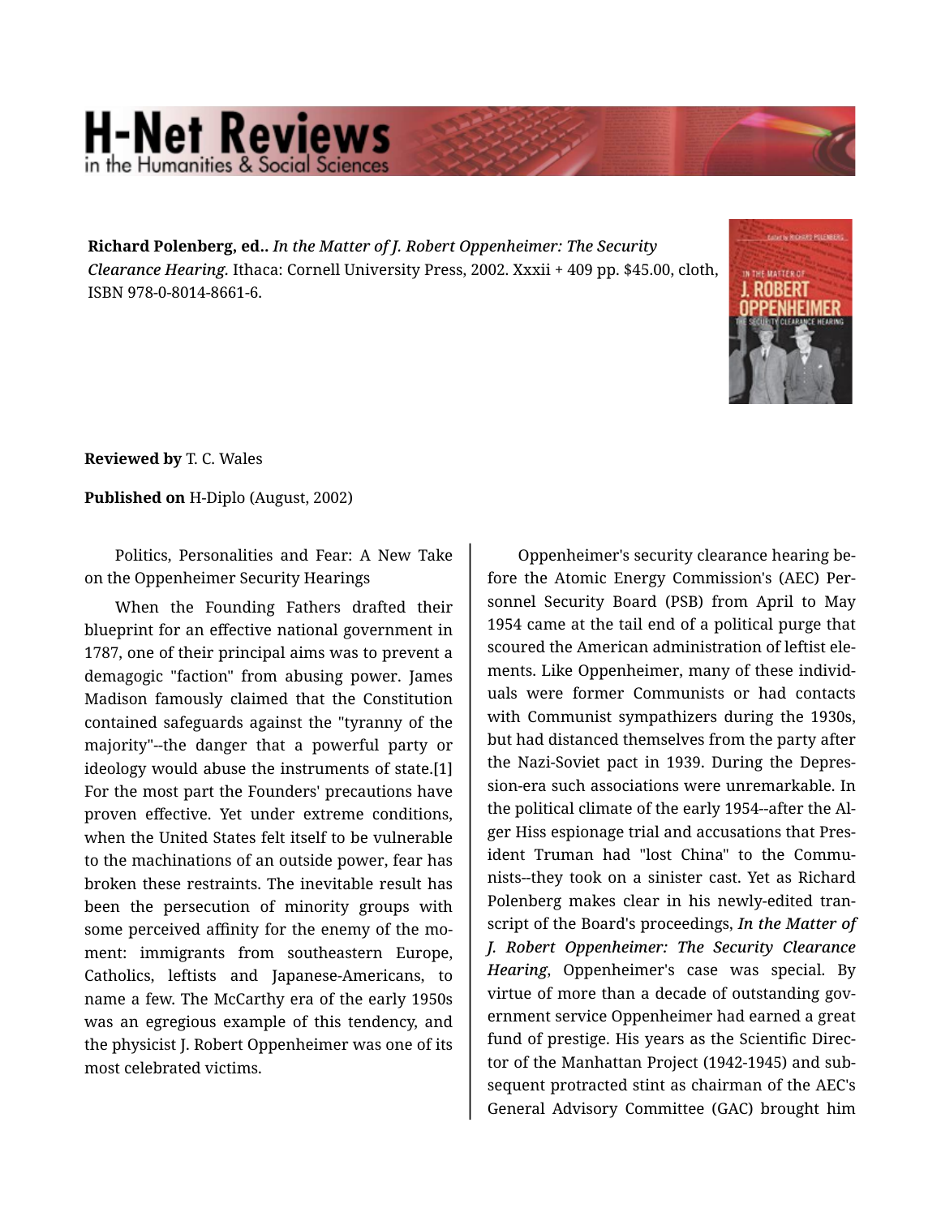**Richard Polenberg, ed..** *In the Matter of J. Robert Oppenheimer: The Security Clearance Hearing.* Ithaca: Cornell University Press, 2002. Xxxii + 409 pp. $45.00, cloth, ISBN 978-0-8014-8661-6.

**Reviewed by** T. C. Wales

**Published on** H-Diplo (August, 2002)

Politics, Personalities and Fear: A New Take on the Oppenheimer Security Hearings

When the Founding Fathers drafted their blueprint for an effective national government in 1787, one of their principal aims was to prevent a demagogic "faction" from abusing power. James Madison famously claimed that the Constitution contained safeguards against the "tyranny of the majority"--the danger that a powerful party or ideology would abuse the instruments of state.[1] For the most part the Founders' precautions have proven effective. Yet under extreme conditions, when the United States felt itself to be vulnerable to the machinations of an outside power, fear has broken these restraints. The inevitable result has been the persecution of minority groups with some perceived affinity for the enemy of the moment: immigrants from southeastern Europe, Catholics, leftists and Japanese-Americans, to name a few. The McCarthy era of the early 1950s was an egregious example of this tendency, and the physicist J. Robert Oppenheimer was one of its most celebrated victims.

Oppenheimer's security clearance hearing before the Atomic Energy Commission's (AEC) Personnel Security Board (PSB) from April to May 1954 came at the tail end of a political purge that scoured the American administration of leftist elements. Like Oppenheimer, many of these individuals were former Communists or had contacts with Communist sympathizers during the 1930s, but had distanced themselves from the party after the Nazi-Soviet pact in 1939. During the Depression-era such associations were unremarkable. In the political climate of the early 1954--after the Alger Hiss espionage trial and accusations that President Truman had "lost China" to the Communists--they took on a sinister cast. Yet as Richard Polenberg makes clear in his newly-edited transcript of the Board's proceedings, *In the Matter of J. Robert Oppenheimer: The Security Clearance Hearing*, Oppenheimer's case was special. By virtue of more than a decade of outstanding government service Oppenheimer had earned a great fund of prestige. His years as the Scientific Director of the Manhattan Project (1942-1945) and subsequent protracted stint as chairman of the AEC's General Advisory Committee (GAC) brought him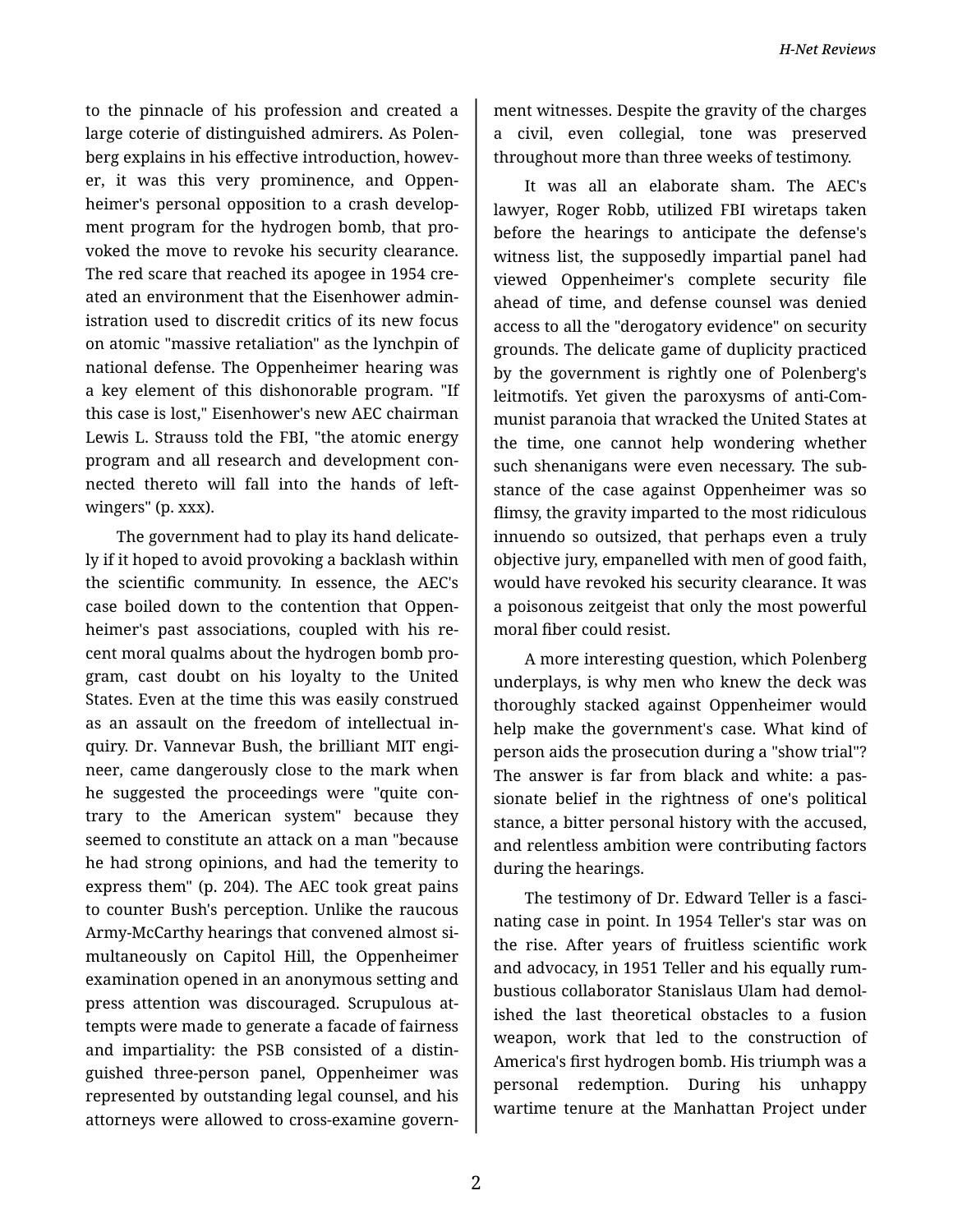to the pinnacle of his profession and created a large coterie of distinguished admirers. As Polenberg explains in his effective introduction, however, it was this very prominence, and Oppenheimer's personal opposition to a crash development program for the hydrogen bomb, that provoked the move to revoke his security clearance. The red scare that reached its apogee in 1954 created an environment that the Eisenhower administration used to discredit critics of its new focus on atomic "massive retaliation" as the lynchpin of national defense. The Oppenheimer hearing was a key element of this dishonorable program. "If this case is lost," Eisenhower's new AEC chairman Lewis L. Strauss told the FBI, "the atomic energy program and all research and development connected thereto will fall into the hands of left-wingers" (p. xxx).

The government had to play its hand delicately if it hoped to avoid provoking a backlash within the scientific community. In essence, the AEC's case boiled down to the contention that Oppenheimer's past associations, coupled with his recent moral qualms about the hydrogen bomb program, cast doubt on his loyalty to the United States. Even at the time this was easily construed as an assault on the freedom of intellectual inquiry. Dr. Vannevar Bush, the brilliant MIT engineer, came dangerously close to the mark when he suggested the proceedings were "quite contrary to the American system" because they seemed to constitute an attack on a man "because he had strong opinions, and had the temerity to express them" (p. 204). The AEC took great pains to counter Bush's perception. Unlike the raucous Army-McCarthy hearings that convened almost simultaneously on Capitol Hill, the Oppenheimer examination opened in an anonymous setting and press attention was discouraged. Scrupulous attempts were made to generate a facade of fairness and impartiality: the PSB consisted of a distinguished three-person panel, Oppenheimer was represented by outstanding legal counsel, and his attorneys were allowed to cross-examine government witnesses. Despite the gravity of the charges a civil, even collegial, tone was preserved throughout more than three weeks of testimony.

It was all an elaborate sham. The AEC's lawyer, Roger Robb, utilized FBI wiretaps taken before the hearings to anticipate the defense's witness list, the supposedly impartial panel had viewed Oppenheimer's complete security file ahead of time, and defense counsel was denied access to all the "derogatory evidence" on security grounds. The delicate game of duplicity practiced by the government is rightly one of Polenberg's leitmotifs. Yet given the paroxysms of anti-Communist paranoia that wracked the United States at the time, one cannot help wondering whether such shenanigans were even necessary. The substance of the case against Oppenheimer was so flimsy, the gravity imparted to the most ridiculous innuendo so outsized, that perhaps even a truly objective jury, empanelled with men of good faith, would have revoked his security clearance. It was a poisonous zeitgeist that only the most powerful moral fiber could resist.

A more interesting question, which Polenberg underplays, is why men who knew the deck was thoroughly stacked against Oppenheimer would help make the government's case. What kind of person aids the prosecution during a "show trial"? The answer is far from black and white: a passionate belief in the rightness of one's political stance, a bitter personal history with the accused, and relentless ambition were contributing factors during the hearings.

The testimony of Dr. Edward Teller is a fascinating case in point. In 1954 Teller's star was on the rise. After years of fruitless scientific work and advocacy, in 1951 Teller and his equally rumbustious collaborator Stanislaus Ulam had demolished the last theoretical obstacles to a fusion weapon, work that led to the construction of America's first hydrogen bomb. His triumph was a personal redemption. During his unhappy wartime tenure at the Manhattan Project under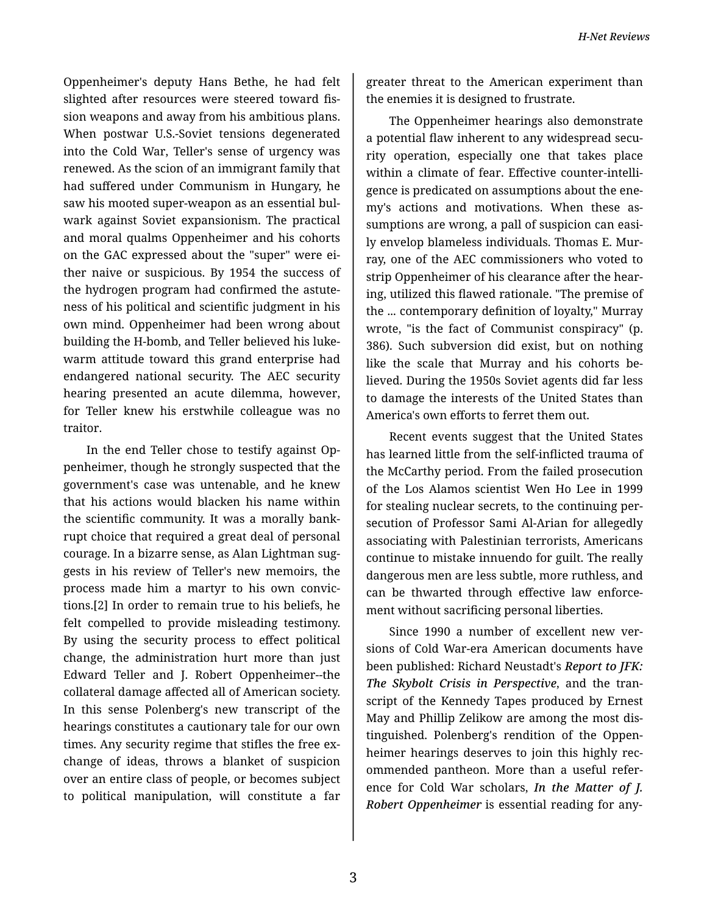Oppenheimer's deputy Hans Bethe, he had felt slighted after resources were steered toward fission weapons and away from his ambitious plans. When postwar U.S.-Soviet tensions degenerated into the Cold War, Teller's sense of urgency was renewed. As the scion of an immigrant family that had suffered under Communism in Hungary, he saw his mooted super-weapon as an essential bulwark against Soviet expansionism. The practical and moral qualms Oppenheimer and his cohorts on the GAC expressed about the "super" were either naive or suspicious. By 1954 the success of the hydrogen program had confirmed the astuteness of his political and scientific judgment in his own mind. Oppenheimer had been wrong about building the H-bomb, and Teller believed his lukewarm attitude toward this grand enterprise had endangered national security. The AEC security hearing presented an acute dilemma, however, for Teller knew his erstwhile colleague was no traitor.

In the end Teller chose to testify against Oppenheimer, though he strongly suspected that the government's case was untenable, and he knew that his actions would blacken his name within the scientific community. It was a morally bankrupt choice that required a great deal of personal courage. In a bizarre sense, as Alan Lightman suggests in his review of Teller's new memoirs, the process made him a martyr to his own convictions.[2] In order to remain true to his beliefs, he felt compelled to provide misleading testimony. By using the security process to effect political change, the administration hurt more than just Edward Teller and J. Robert Oppenheimer--the collateral damage affected all of American society. In this sense Polenberg's new transcript of the hearings constitutes a cautionary tale for our own times. Any security regime that stifles the free exchange of ideas, throws a blanket of suspicion over an entire class of people, or becomes subject to political manipulation, will constitute a far greater threat to the American experiment than the enemies it is designed to frustrate.

The Oppenheimer hearings also demonstrate a potential flaw inherent to any widespread security operation, especially one that takes place within a climate of fear. Effective counter-intelligence is predicated on assumptions about the enemy's actions and motivations. When these assumptions are wrong, a pall of suspicion can easily envelop blameless individuals. Thomas E. Murray, one of the AEC commissioners who voted to strip Oppenheimer of his clearance after the hearing, utilized this flawed rationale. "The premise of the ... contemporary definition of loyalty," Murray wrote, "is the fact of Communist conspiracy" (p. 386). Such subversion did exist, but on nothing like the scale that Murray and his cohorts believed. During the 1950s Soviet agents did far less to damage the interests of the United States than America's own efforts to ferret them out.

Recent events suggest that the United States has learned little from the self-inflicted trauma of the McCarthy period. From the failed prosecution of the Los Alamos scientist Wen Ho Lee in 1999 for stealing nuclear secrets, to the continuing persecution of Professor Sami Al-Arian for allegedly associating with Palestinian terrorists, Americans continue to mistake innuendo for guilt. The really dangerous men are less subtle, more ruthless, and can be thwarted through effective law enforcement without sacrificing personal liberties.

Since 1990 a number of excellent new versions of Cold War-era American documents have been published: Richard Neustadt's ***Report to JFK: The Skybolt Crisis in Perspective***, and the transcript of the Kennedy Tapes produced by Ernest May and Phillip Zelikow are among the most distinguished. Polenberg's rendition of the Oppenheimer hearings deserves to join this highly recommended pantheon. More than a useful reference for Cold War scholars, ***In the Matter of J. Robert Oppenheimer*** is essential reading for any-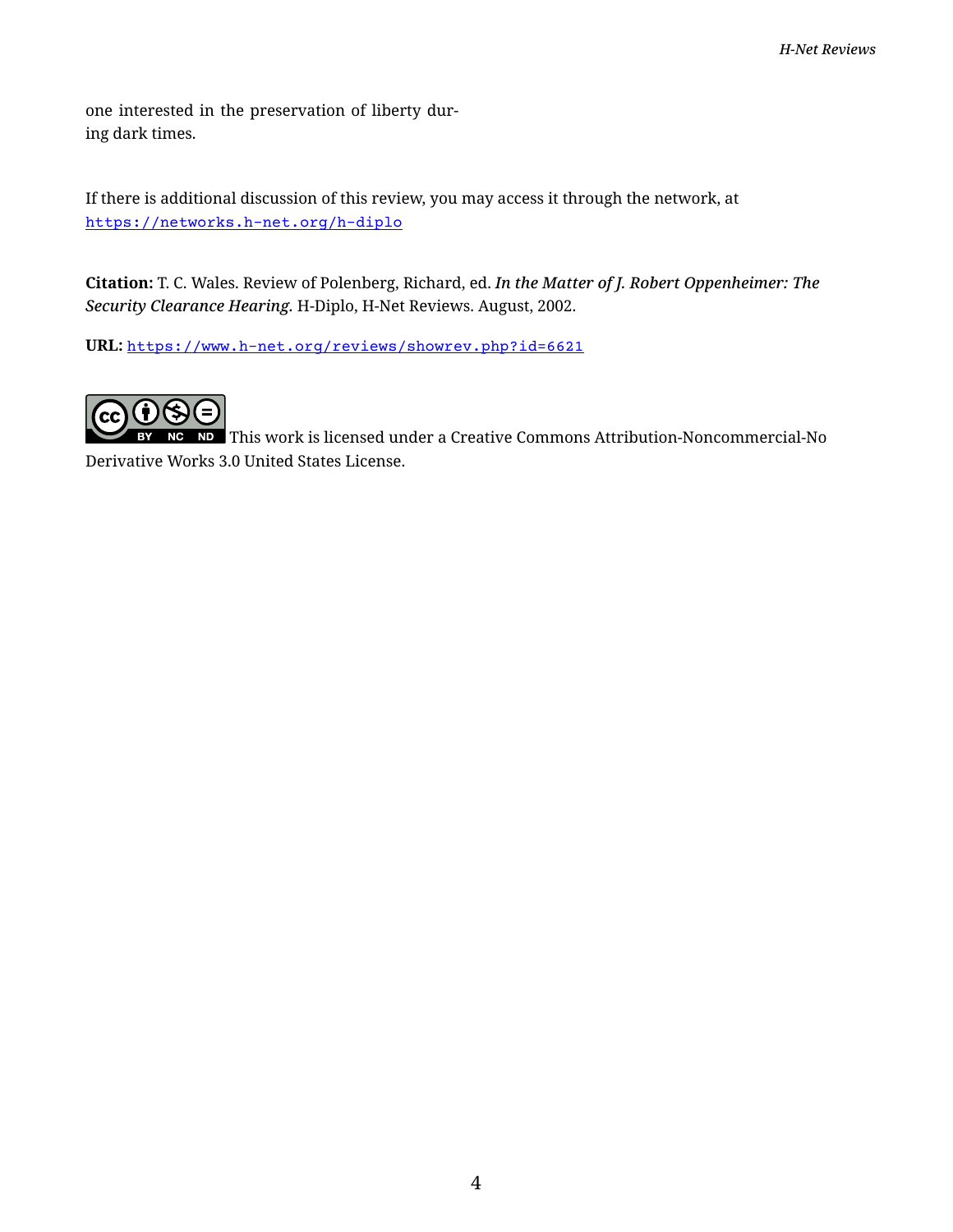one interested in the preservation of liberty during dark times.

If there is additional discussion of this review, you may access it through the network, at https://networks.h-net.org/h-diplo

**Citation:** T. C. Wales. Review of Polenberg, Richard, ed. ***In the Matter of J. Robert Oppenheimer: The Security Clearance Hearing.*** H-Diplo, H-Net Reviews. August, 2002.

**URL:** https://www.h-net.org/reviews/showrev.php?id=6621

This work is licensed under a Creative Commons Attribution-Noncommercial-No Derivative Works 3.0 United States License.